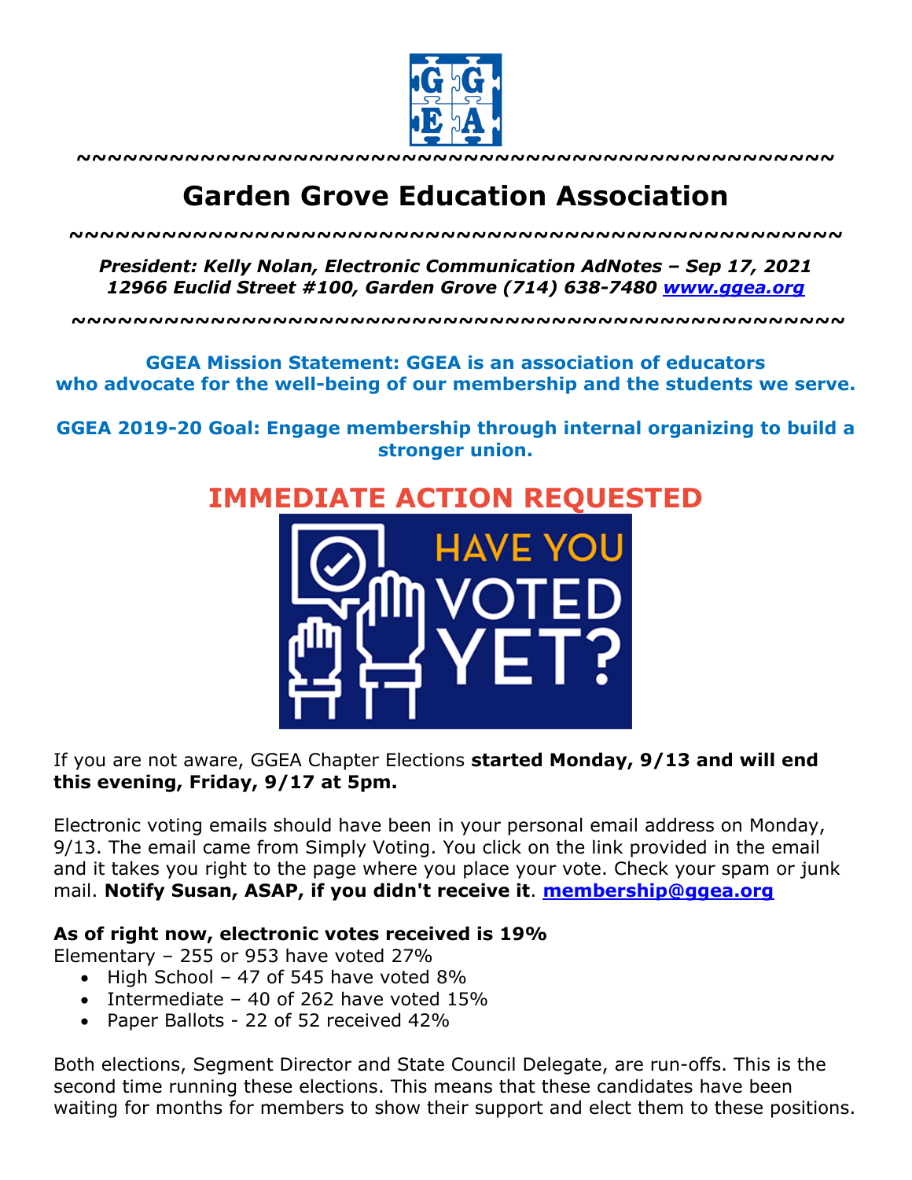~~~~~~~~~~~~~~~~~~~~~~~~~~~~~~~~~~~~~~~~~~~~~~~~~~~

# Garden Grove Education Association

~~~~~~~~~~~~~~~~~~~~~~~~~~~~~~~~~~~~~~~~~~~~~~~~~~~

***President: Kelly Nolan, Electronic Communication AdNotes – Sep 17, 2021***
***12966 Euclid Street #100, Garden Grove (714) 638-7480 [www.ggea.org](http://www.ggea.org)***

~~~~~~~~~~~~~~~~~~~~~~~~~~~~~~~~~~~~~~~~~~~~~~~~~~~

**GGEA Mission Statement: GGEA is an association of educators who advocate for the well-being of our membership and the students we serve.**

**GGEA 2019-20 Goal: Engage membership through internal organizing to build a stronger union.**

## IMMEDIATE ACTION REQUESTED

If you are not aware, GGEA Chapter Elections **started Monday, 9/13 and will end this evening, Friday, 9/17 at 5pm.**

Electronic voting emails should have been in your personal email address on Monday, 9/13. The email came from Simply Voting. You click on the link provided in the email and it takes you right to the page where you place your vote. Check your spam or junk mail. **Notify Susan, ASAP, if you didn't receive it**. **[membership@ggea.org](mailto:membership@ggea.org)**

**As of right now, electronic votes received is 19%**
Elementary – 255 or 953 have voted 27%

- High School – 47 of 545 have voted 8%
- Intermediate – 40 of 262 have voted 15%
- Paper Ballots - 22 of 52 received 42%

Both elections, Segment Director and State Council Delegate, are run-offs. This is the second time running these elections. This means that these candidates have been waiting for months for members to show their support and elect them to these positions.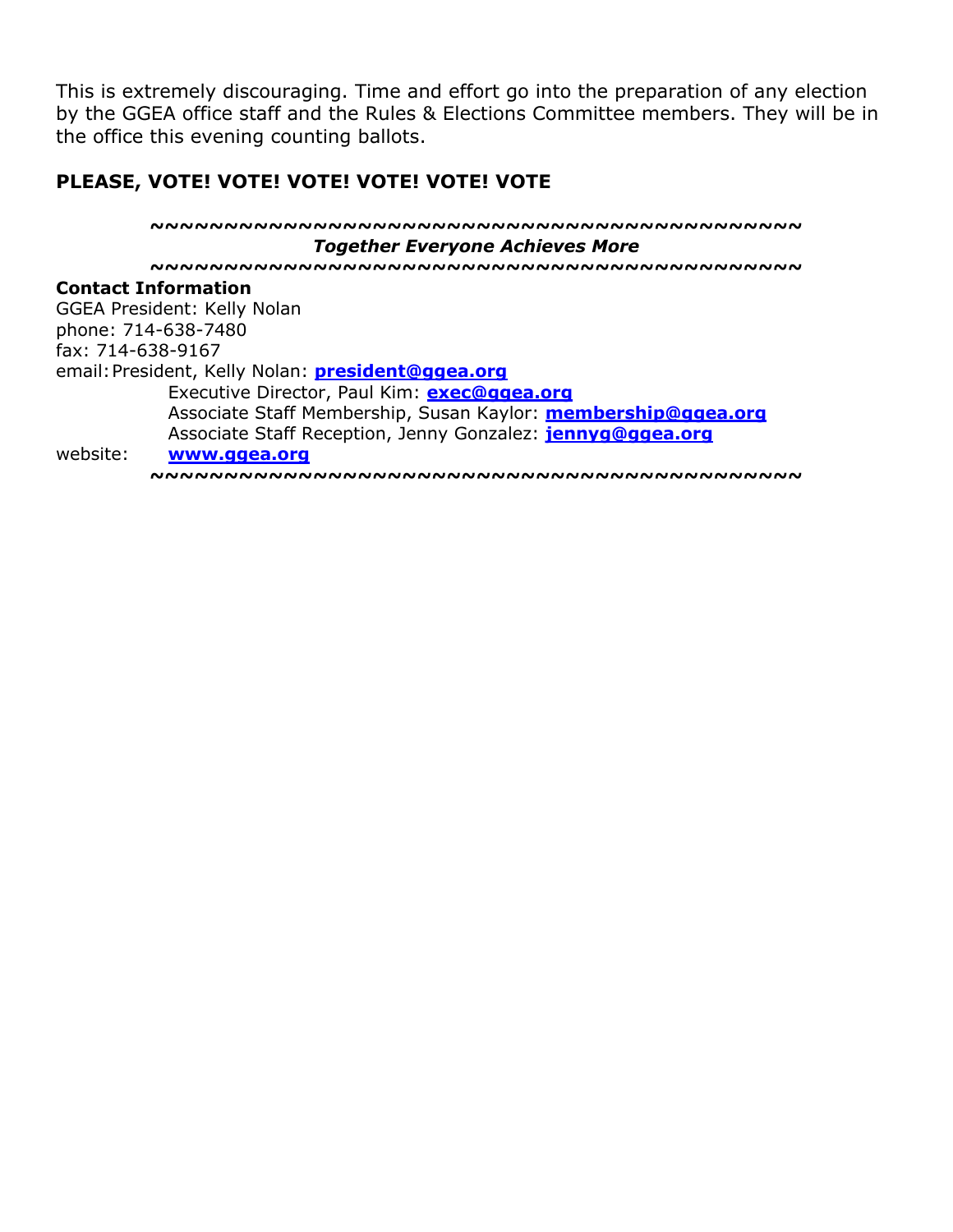This is extremely discouraging. Time and effort go into the preparation of any election by the GGEA office staff and the Rules & Elections Committee members. They will be in the office this evening counting ballots.

**PLEASE, VOTE! VOTE! VOTE! VOTE! VOTE! VOTE**

~~~~~~~~~~~~~~~~~~~~~~~~~~~~~~~~~~~~~~~~~~~~~~

***Together Everyone Achieves More***

~~~~~~~~~~~~~~~~~~~~~~~~~~~~~~~~~~~~~~~~~~~~~~

**Contact Information**

GGEA President: Kelly Nolan
phone: 714-638-7480
fax: 714-638-9167
email: President, Kelly Nolan: **president@ggea.org**
Executive Director, Paul Kim: **exec@ggea.org**
Associate Staff Membership, Susan Kaylor: **membership@ggea.org**
Associate Staff Reception, Jenny Gonzalez: **jennyg@ggea.org**
website: **www.ggea.org**

~~~~~~~~~~~~~~~~~~~~~~~~~~~~~~~~~~~~~~~~~~~~~~